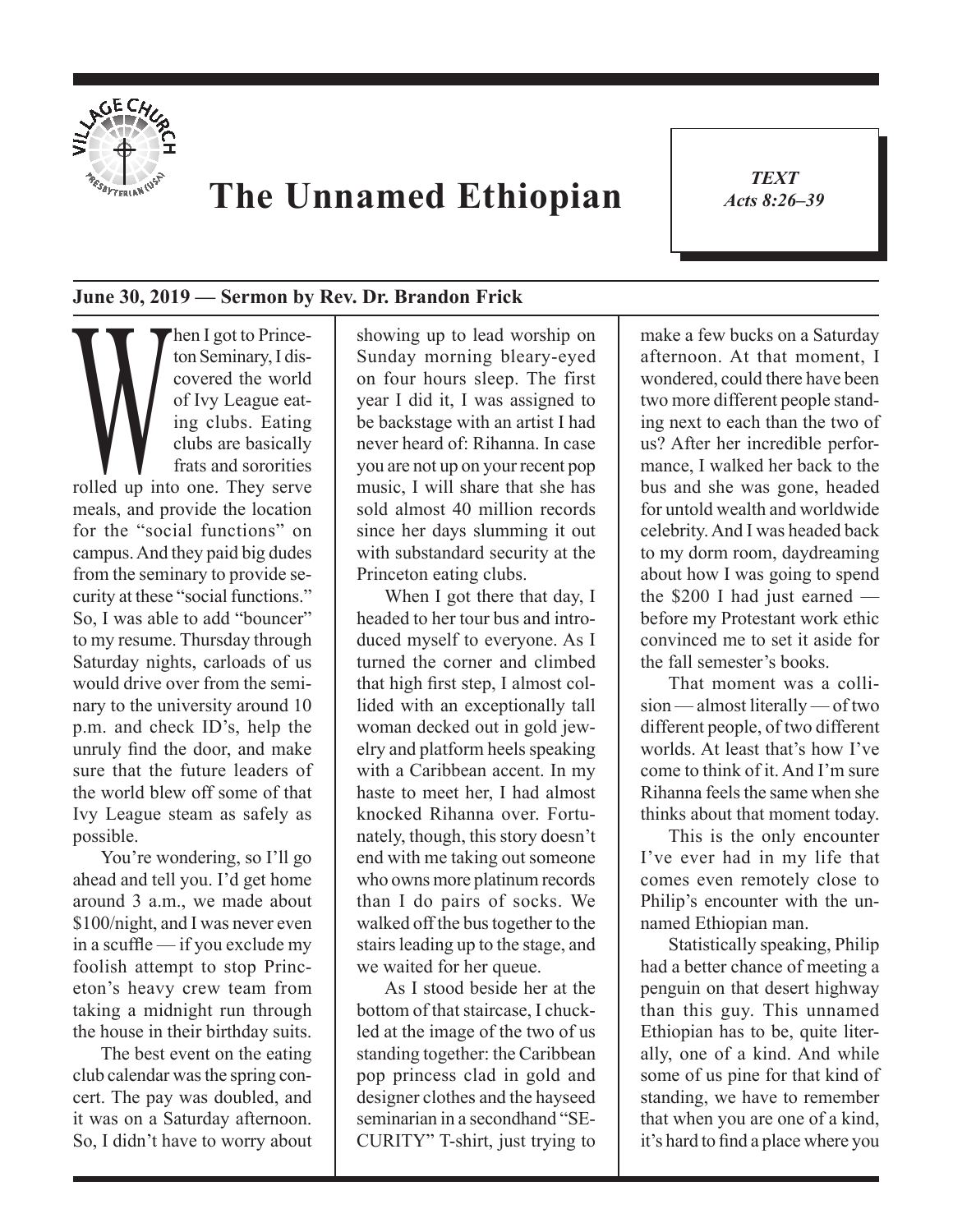# The Unnamed Ethiopian

***TEXT***
***Acts 8:26–39***

**June 30, 2019 — Sermon by Rev. Dr. Brandon Frick**

When I got to Princeton Seminary, I discovered the world of Ivy League eating clubs. Eating clubs are basically frats and sororities rolled up into one. They serve meals, and provide the location for the "social functions" on campus. And they paid big dudes from the seminary to provide security at these "social functions." So, I was able to add "bouncer" to my resume. Thursday through Saturday nights, carloads of us would drive over from the seminary to the university around 10 p.m. and check ID's, help the unruly find the door, and make sure that the future leaders of the world blew off some of that Ivy League steam as safely as possible.

You're wondering, so I'll go ahead and tell you. I'd get home around 3 a.m., we made about $100/night, and I was never even in a scuffle — if you exclude my foolish attempt to stop Princeton's heavy crew team from taking a midnight run through the house in their birthday suits.

The best event on the eating club calendar was the spring concert. The pay was doubled, and it was on a Saturday afternoon. So, I didn't have to worry about showing up to lead worship on Sunday morning bleary-eyed on four hours sleep. The first year I did it, I was assigned to be backstage with an artist I had never heard of: Rihanna. In case you are not up on your recent pop music, I will share that she has sold almost 40 million records since her days slumming it out with substandard security at the Princeton eating clubs.

When I got there that day, I headed to her tour bus and introduced myself to everyone. As I turned the corner and climbed that high first step, I almost collided with an exceptionally tall woman decked out in gold jewelry and platform heels speaking with a Caribbean accent. In my haste to meet her, I had almost knocked Rihanna over. Fortunately, though, this story doesn't end with me taking out someone who owns more platinum records than I do pairs of socks. We walked off the bus together to the stairs leading up to the stage, and we waited for her queue.

As I stood beside her at the bottom of that staircase, I chuckled at the image of the two of us standing together: the Caribbean pop princess clad in gold and designer clothes and the hayseed seminarian in a secondhand "SECURITY" T-shirt, just trying to make a few bucks on a Saturday afternoon. At that moment, I wondered, could there have been two more different people standing next to each than the two of us? After her incredible performance, I walked her back to the bus and she was gone, headed for untold wealth and worldwide celebrity. And I was headed back to my dorm room, daydreaming about how I was going to spend the $200 I had just earned — before my Protestant work ethic convinced me to set it aside for the fall semester's books.

That moment was a collision — almost literally — of two different people, of two different worlds. At least that's how I've come to think of it. And I'm sure Rihanna feels the same when she thinks about that moment today.

This is the only encounter I've ever had in my life that comes even remotely close to Philip's encounter with the unnamed Ethiopian man.

Statistically speaking, Philip had a better chance of meeting a penguin on that desert highway than this guy. This unnamed Ethiopian has to be, quite literally, one of a kind. And while some of us pine for that kind of standing, we have to remember that when you are one of a kind, it's hard to find a place where you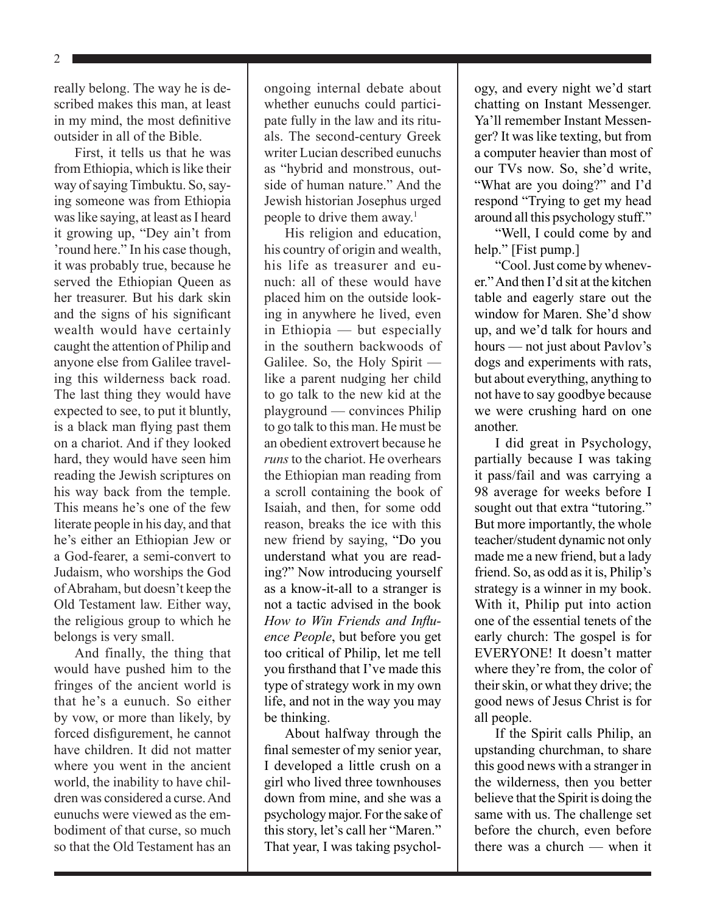really belong. The way he is described makes this man, at least in my mind, the most definitive outsider in all of the Bible.

First, it tells us that he was from Ethiopia, which is like their way of saying Timbuktu. So, saying someone was from Ethiopia was like saying, at least as I heard it growing up, "Dey ain't from 'round here." In his case though, it was probably true, because he served the Ethiopian Queen as her treasurer. But his dark skin and the signs of his significant wealth would have certainly caught the attention of Philip and anyone else from Galilee traveling this wilderness back road. The last thing they would have expected to see, to put it bluntly, is a black man flying past them on a chariot. And if they looked hard, they would have seen him reading the Jewish scriptures on his way back from the temple. This means he's one of the few literate people in his day, and that he's either an Ethiopian Jew or a God-fearer, a semi-convert to Judaism, who worships the God of Abraham, but doesn't keep the Old Testament law. Either way, the religious group to which he belongs is very small.

And finally, the thing that would have pushed him to the fringes of the ancient world is that he's a eunuch. So either by vow, or more than likely, by forced disfigurement, he cannot have children. It did not matter where you went in the ancient world, the inability to have children was considered a curse. And eunuchs were viewed as the embodiment of that curse, so much so that the Old Testament has an ongoing internal debate about whether eunuchs could participate fully in the law and its rituals. The second-century Greek writer Lucian described eunuchs as "hybrid and monstrous, outside of human nature." And the Jewish historian Josephus urged people to drive them away.[1]

His religion and education, his country of origin and wealth, his life as treasurer and eunuch: all of these would have placed him on the outside looking in anywhere he lived, even in Ethiopia — but especially in the southern backwoods of Galilee. So, the Holy Spirit — like a parent nudging her child to go talk to the new kid at the playground — convinces Philip to go talk to this man. He must be an obedient extrovert because he *runs* to the chariot. He overhears the Ethiopian man reading from a scroll containing the book of Isaiah, and then, for some odd reason, breaks the ice with this new friend by saying, "Do you understand what you are reading?" Now introducing yourself as a know-it-all to a stranger is not a tactic advised in the book *How to Win Friends and Influence People*, but before you get too critical of Philip, let me tell you firsthand that I've made this type of strategy work in my own life, and not in the way you may be thinking.

About halfway through the final semester of my senior year, I developed a little crush on a girl who lived three townhouses down from mine, and she was a psychology major. For the sake of this story, let's call her "Maren." That year, I was taking psychology, and every night we'd start chatting on Instant Messenger. Ya'll remember Instant Messenger? It was like texting, but from a computer heavier than most of our TVs now. So, she'd write, "What are you doing?" and I'd respond "Trying to get my head around all this psychology stuff."

"Well, I could come by and help." [Fist pump.]

"Cool. Just come by whenever." And then I'd sit at the kitchen table and eagerly stare out the window for Maren. She'd show up, and we'd talk for hours and hours — not just about Pavlov's dogs and experiments with rats, but about everything, anything to not have to say goodbye because we were crushing hard on one another.

I did great in Psychology, partially because I was taking it pass/fail and was carrying a 98 average for weeks before I sought out that extra "tutoring." But more importantly, the whole teacher/student dynamic not only made me a new friend, but a lady friend. So, as odd as it is, Philip's strategy is a winner in my book. With it, Philip put into action one of the essential tenets of the early church: The gospel is for EVERYONE! It doesn't matter where they're from, the color of their skin, or what they drive; the good news of Jesus Christ is for all people.

If the Spirit calls Philip, an upstanding churchman, to share this good news with a stranger in the wilderness, then you better believe that the Spirit is doing the same with us. The challenge set before the church, even before there was a church — when it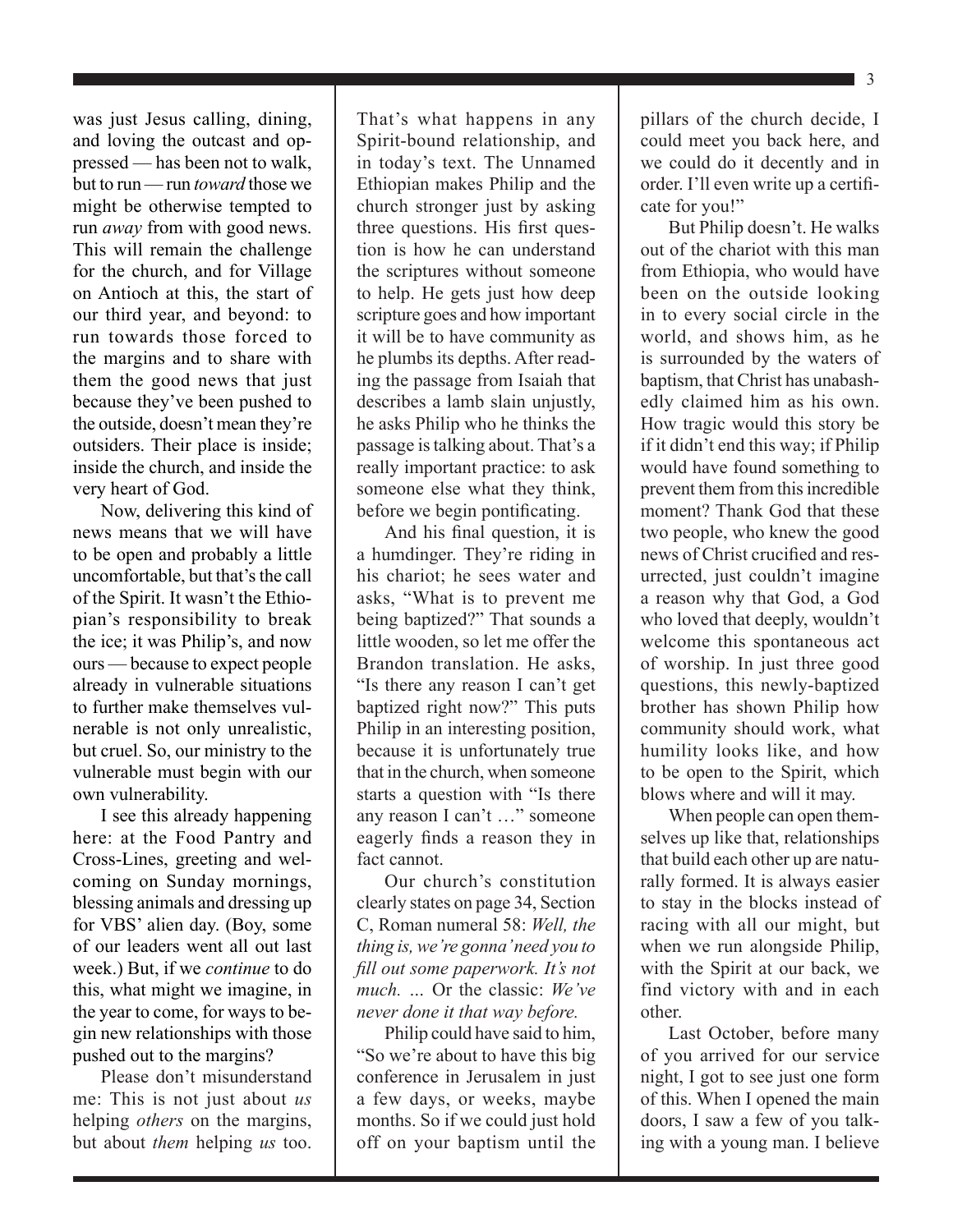was just Jesus calling, dining, and loving the outcast and oppressed — has been not to walk, but to run — run *toward* those we might be otherwise tempted to run *away* from with good news. This will remain the challenge for the church, and for Village on Antioch at this, the start of our third year, and beyond: to run towards those forced to the margins and to share with them the good news that just because they've been pushed to the outside, doesn't mean they're outsiders. Their place is inside; inside the church, and inside the very heart of God.

Now, delivering this kind of news means that we will have to be open and probably a little uncomfortable, but that's the call of the Spirit. It wasn't the Ethiopian's responsibility to break the ice; it was Philip's, and now ours — because to expect people already in vulnerable situations to further make themselves vulnerable is not only unrealistic, but cruel. So, our ministry to the vulnerable must begin with our own vulnerability.

I see this already happening here: at the Food Pantry and Cross-Lines, greeting and welcoming on Sunday mornings, blessing animals and dressing up for VBS' alien day. (Boy, some of our leaders went all out last week.) But, if we *continue* to do this, what might we imagine, in the year to come, for ways to begin new relationships with those pushed out to the margins?

Please don't misunderstand me: This is not just about *us* helping *others* on the margins, but about *them* helping *us* too. That's what happens in any Spirit-bound relationship, and in today's text. The Unnamed Ethiopian makes Philip and the church stronger just by asking three questions. His first question is how he can understand the scriptures without someone to help. He gets just how deep scripture goes and how important it will be to have community as he plumbs its depths. After reading the passage from Isaiah that describes a lamb slain unjustly, he asks Philip who he thinks the passage is talking about. That's a really important practice: to ask someone else what they think, before we begin pontificating.

And his final question, it is a humdinger. They're riding in his chariot; he sees water and asks, "What is to prevent me being baptized?" That sounds a little wooden, so let me offer the Brandon translation. He asks, "Is there any reason I can't get baptized right now?" This puts Philip in an interesting position, because it is unfortunately true that in the church, when someone starts a question with "Is there any reason I can't …" someone eagerly finds a reason they in fact cannot.

Our church's constitution clearly states on page 34, Section C, Roman numeral 58: *Well, the thing is, we're gonna' need you to fill out some paperwork. It's not much. …* Or the classic: *We've never done it that way before.*

Philip could have said to him, "So we're about to have this big conference in Jerusalem in just a few days, or weeks, maybe months. So if we could just hold off on your baptism until the pillars of the church decide, I could meet you back here, and we could do it decently and in order. I'll even write up a certificate for you!"

But Philip doesn't. He walks out of the chariot with this man from Ethiopia, who would have been on the outside looking in to every social circle in the world, and shows him, as he is surrounded by the waters of baptism, that Christ has unabashedly claimed him as his own. How tragic would this story be if it didn't end this way; if Philip would have found something to prevent them from this incredible moment? Thank God that these two people, who knew the good news of Christ crucified and resurrected, just couldn't imagine a reason why that God, a God who loved that deeply, wouldn't welcome this spontaneous act of worship. In just three good questions, this newly-baptized brother has shown Philip how community should work, what humility looks like, and how to be open to the Spirit, which blows where and will it may.

When people can open themselves up like that, relationships that build each other up are naturally formed. It is always easier to stay in the blocks instead of racing with all our might, but when we run alongside Philip, with the Spirit at our back, we find victory with and in each other.

Last October, before many of you arrived for our service night, I got to see just one form of this. When I opened the main doors, I saw a few of you talking with a young man. I believe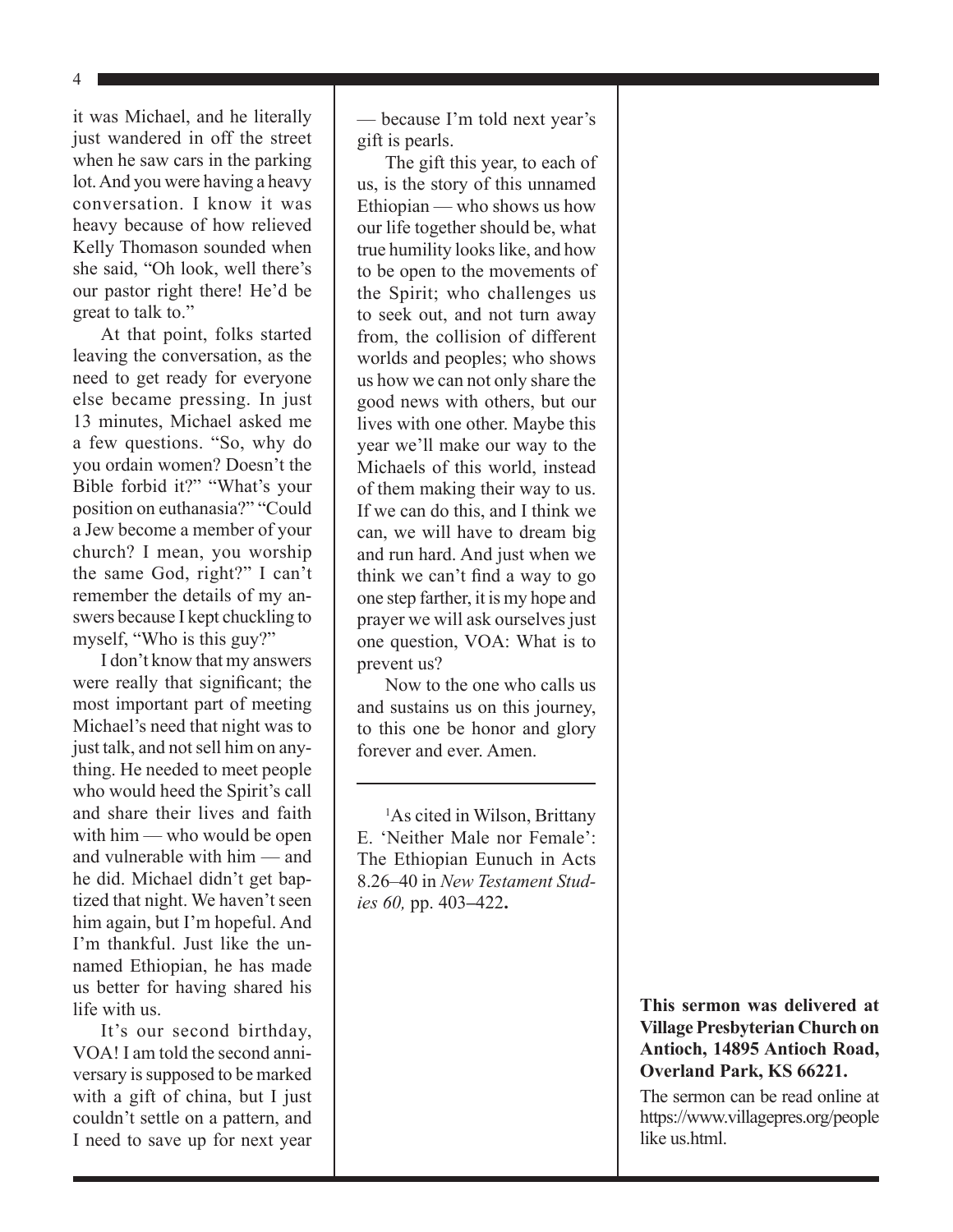it was Michael, and he literally just wandered in off the street when he saw cars in the parking lot. And you were having a heavy conversation. I know it was heavy because of how relieved Kelly Thomason sounded when she said, "Oh look, well there's our pastor right there! He'd be great to talk to."

At that point, folks started leaving the conversation, as the need to get ready for everyone else became pressing. In just 13 minutes, Michael asked me a few questions. "So, why do you ordain women? Doesn't the Bible forbid it?" "What's your position on euthanasia?" "Could a Jew become a member of your church? I mean, you worship the same God, right?" I can't remember the details of my answers because I kept chuckling to myself, "Who is this guy?"

I don't know that my answers were really that significant; the most important part of meeting Michael's need that night was to just talk, and not sell him on anything. He needed to meet people who would heed the Spirit's call and share their lives and faith with him — who would be open and vulnerable with him — and he did. Michael didn't get baptized that night. We haven't seen him again, but I'm hopeful. And I'm thankful. Just like the unnamed Ethiopian, he has made us better for having shared his life with us.

It's our second birthday, VOA! I am told the second anniversary is supposed to be marked with a gift of china, but I just couldn't settle on a pattern, and I need to save up for next year — because I'm told next year's gift is pearls.

The gift this year, to each of us, is the story of this unnamed Ethiopian — who shows us how our life together should be, what true humility looks like, and how to be open to the movements of the Spirit; who challenges us to seek out, and not turn away from, the collision of different worlds and peoples; who shows us how we can not only share the good news with others, but our lives with one other. Maybe this year we'll make our way to the Michaels of this world, instead of them making their way to us. If we can do this, and I think we can, we will have to dream big and run hard. And just when we think we can't find a way to go one step farther, it is my hope and prayer we will ask ourselves just one question, VOA: What is to prevent us?

Now to the one who calls us and sustains us on this journey, to this one be honor and glory forever and ever. Amen.

---

[1]As cited in Wilson, Brittany E. 'Neither Male nor Female': The Ethiopian Eunuch in Acts 8.26–40 in *New Testament Studies 60,* pp. 403–422**.**

**This sermon was delivered at Village Presbyterian Church on Antioch, 14895 Antioch Road, Overland Park, KS 66221.**

The sermon can be read online at https://www.villagepres.org/people like us.html.